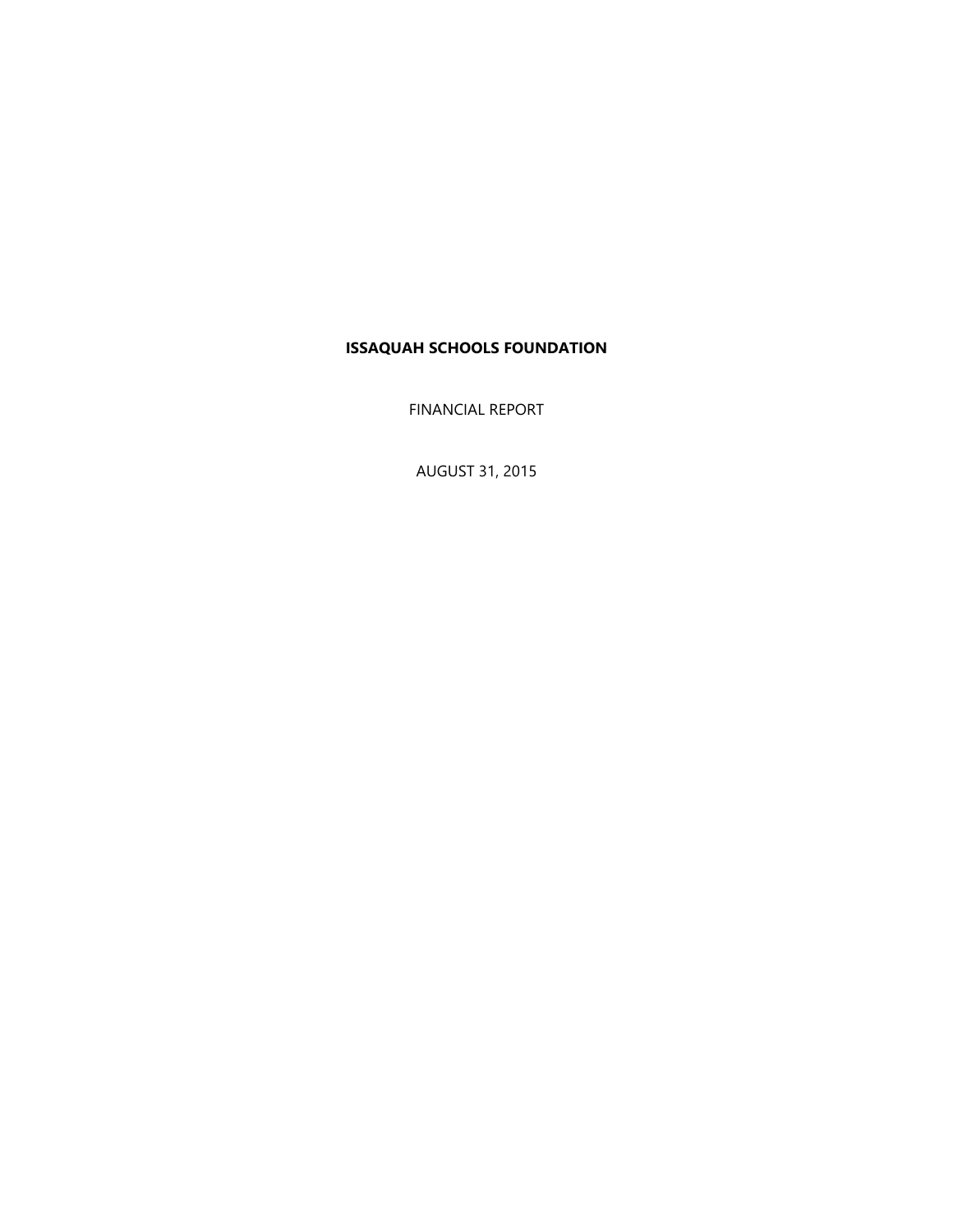# ISSAQUAH SCHOOLS FOUNDATION

FINANCIAL REPORT

AUGUST 31, 2015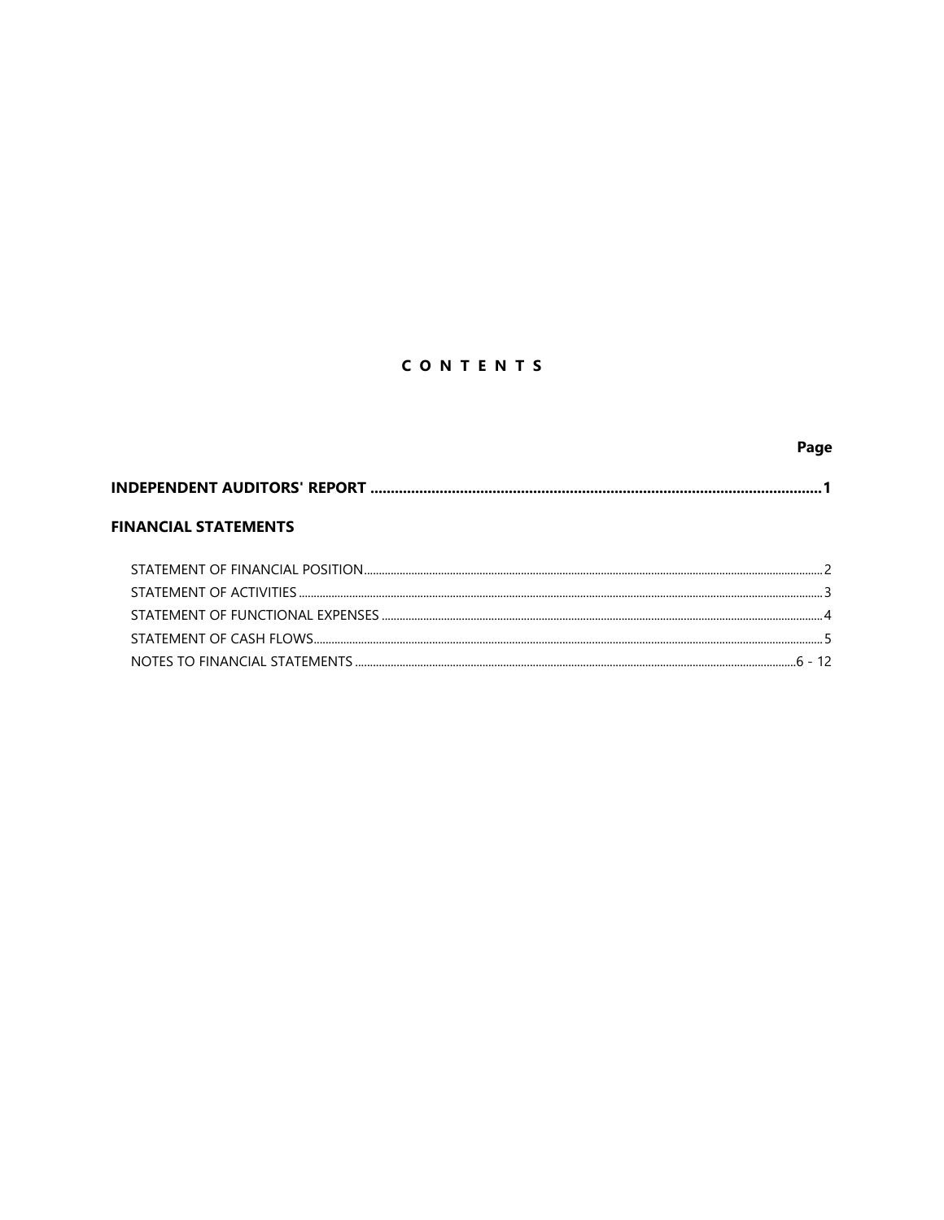# C O N T E N T S

| | Page |
|---|---|
| **INDEPENDENT AUDITORS' REPORT** | **1** |
| **FINANCIAL STATEMENTS** | |
| STATEMENT OF FINANCIAL POSITION | 2 |
| STATEMENT OF ACTIVITIES | 3 |
| STATEMENT OF FUNCTIONAL EXPENSES | 4 |
| STATEMENT OF CASH FLOWS | 5 |
| NOTES TO FINANCIAL STATEMENTS | 6 - 12 |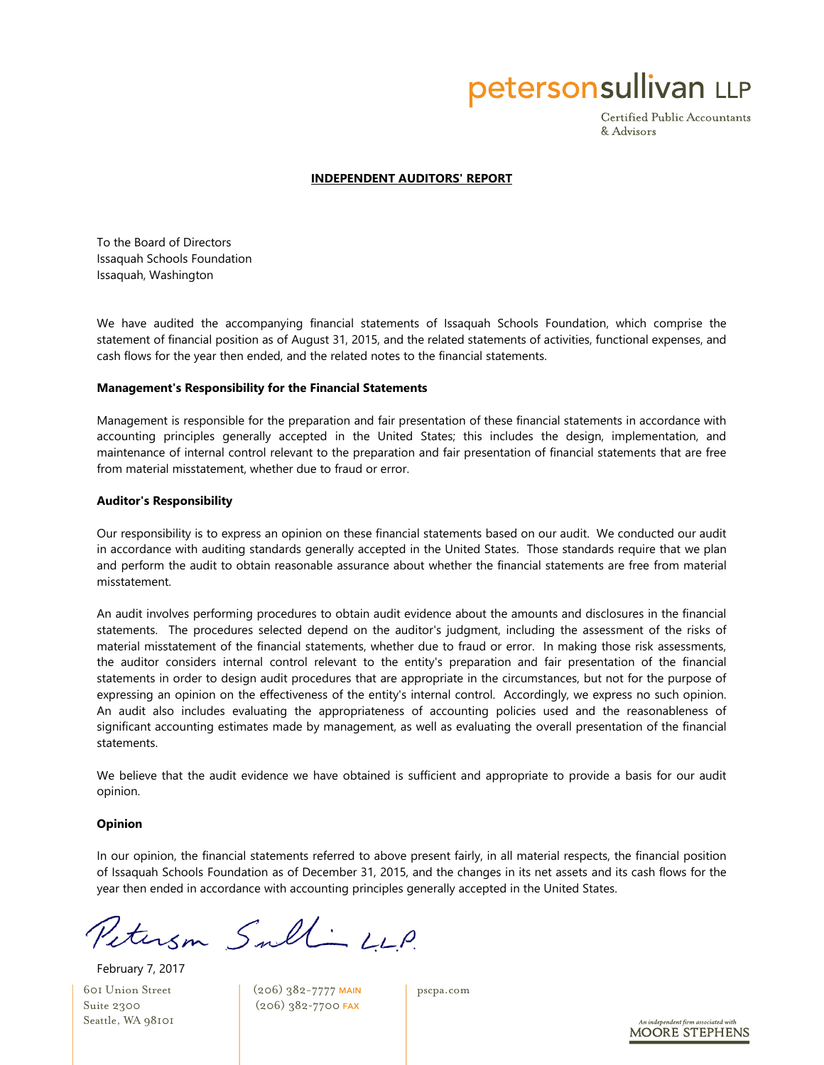**petersonsullivan LLP**

Certified Public Accountants
& Advisors

## INDEPENDENT AUDITORS' REPORT

To the Board of Directors
Issaquah Schools Foundation
Issaquah, Washington

We have audited the accompanying financial statements of Issaquah Schools Foundation, which comprise the statement of financial position as of August 31, 2015, and the related statements of activities, functional expenses, and cash flows for the year then ended, and the related notes to the financial statements.

### Management's Responsibility for the Financial Statements

Management is responsible for the preparation and fair presentation of these financial statements in accordance with accounting principles generally accepted in the United States; this includes the design, implementation, and maintenance of internal control relevant to the preparation and fair presentation of financial statements that are free from material misstatement, whether due to fraud or error.

### Auditor's Responsibility

Our responsibility is to express an opinion on these financial statements based on our audit. We conducted our audit in accordance with auditing standards generally accepted in the United States. Those standards require that we plan and perform the audit to obtain reasonable assurance about whether the financial statements are free from material misstatement.

An audit involves performing procedures to obtain audit evidence about the amounts and disclosures in the financial statements. The procedures selected depend on the auditor's judgment, including the assessment of the risks of material misstatement of the financial statements, whether due to fraud or error. In making those risk assessments, the auditor considers internal control relevant to the entity's preparation and fair presentation of the financial statements in order to design audit procedures that are appropriate in the circumstances, but not for the purpose of expressing an opinion on the effectiveness of the entity's internal control. Accordingly, we express no such opinion. An audit also includes evaluating the appropriateness of accounting policies used and the reasonableness of significant accounting estimates made by management, as well as evaluating the overall presentation of the financial statements.

We believe that the audit evidence we have obtained is sufficient and appropriate to provide a basis for our audit opinion.

### Opinion

In our opinion, the financial statements referred to above present fairly, in all material respects, the financial position of Issaquah Schools Foundation as of December 31, 2015, and the changes in its net assets and its cash flows for the year then ended in accordance with accounting principles generally accepted in the United States.

*Peterson Sullivan LLP*

February 7, 2017

601 Union Street
Suite 2300
Seattle, WA 98101

(206) 382-7777 MAIN
(206) 382-7700 FAX

pscpa.com

An independent firm associated with MOORE STEPHENS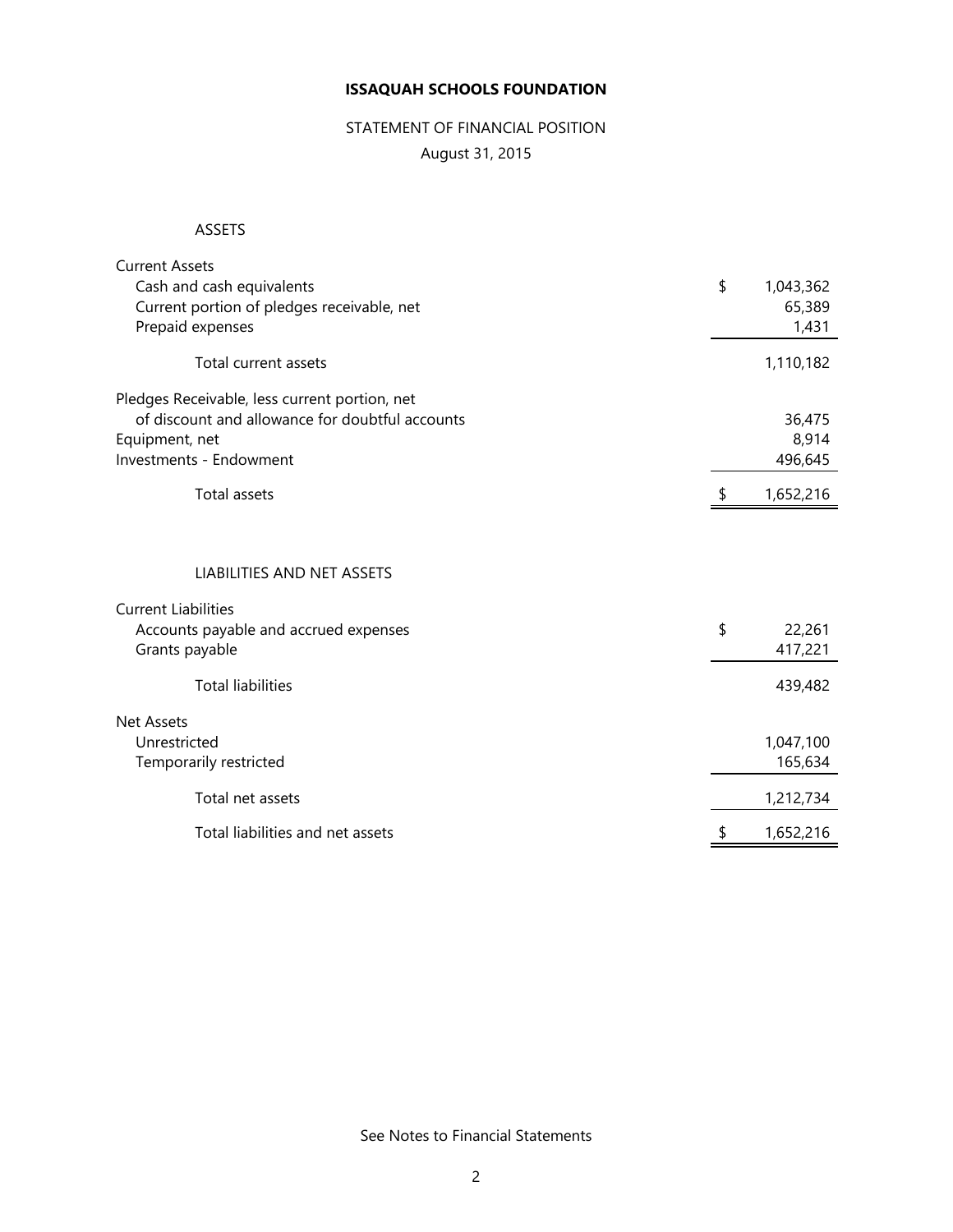# ISSAQUAH SCHOOLS FOUNDATION

## STATEMENT OF FINANCIAL POSITION

August 31, 2015

| ASSETS | |
|---|---|
| **Current Assets** | |
| Cash and cash equivalents | $ 1,043,362 |
| Current portion of pledges receivable, net | 65,389 |
| Prepaid expenses | 1,431 |
| Total current assets | 1,110,182 |
| Pledges Receivable, less current portion, net of discount and allowance for doubtful accounts | 36,475 |
| Equipment, net | 8,914 |
| Investments - Endowment | 496,645 |
| Total assets | $ 1,652,216 |

| LIABILITIES AND NET ASSETS | |
|---|---|
| **Current Liabilities** | |
| Accounts payable and accrued expenses | $ 22,261 |
| Grants payable | 417,221 |
| Total liabilities | 439,482 |
| **Net Assets** | |
| Unrestricted | 1,047,100 |
| Temporarily restricted | 165,634 |
| Total net assets | 1,212,734 |
| Total liabilities and net assets | $ 1,652,216 |

See Notes to Financial Statements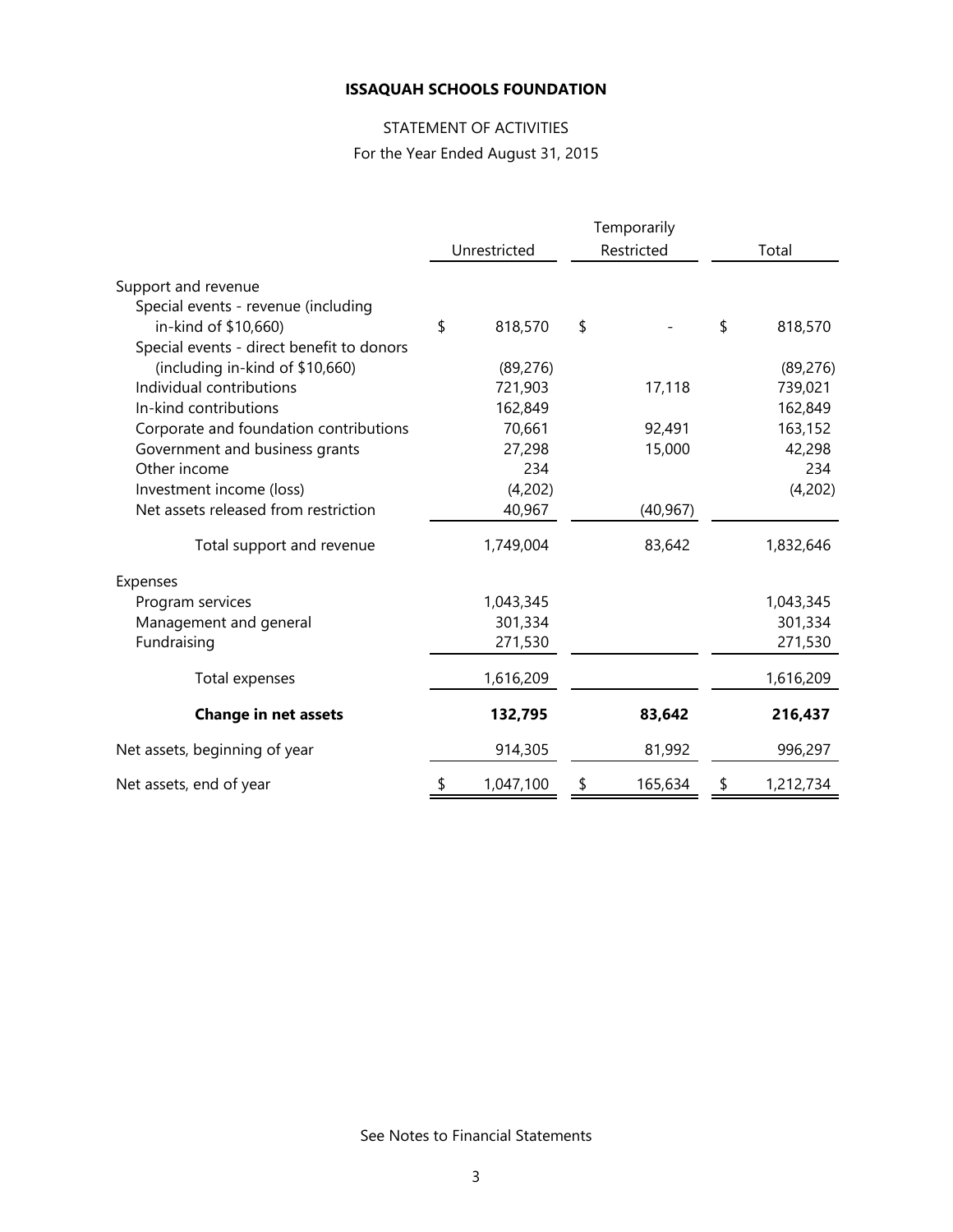**ISSAQUAH SCHOOLS FOUNDATION**

STATEMENT OF ACTIVITIES

For the Year Ended August 31, 2015

| | Unrestricted | Temporarily Restricted | Total |
|---|---|---|---|
| Support and revenue | | | |
| Special events - revenue (including in-kind of $10,660) | $ 818,570 | $ - | $ 818,570 |
| Special events - direct benefit to donors (including in-kind of $10,660) | (89,276) | | (89,276) |
| Individual contributions | 721,903 | 17,118 | 739,021 |
| In-kind contributions | 162,849 | | 162,849 |
| Corporate and foundation contributions | 70,661 | 92,491 | 163,152 |
| Government and business grants | 27,298 | 15,000 | 42,298 |
| Other income | 234 | | 234 |
| Investment income (loss) | (4,202) | | (4,202) |
| Net assets released from restriction | 40,967 | (40,967) | |
| Total support and revenue | 1,749,004 | 83,642 | 1,832,646 |
| Expenses | | | |
| Program services | 1,043,345 | | 1,043,345 |
| Management and general | 301,334 | | 301,334 |
| Fundraising | 271,530 | | 271,530 |
| Total expenses | 1,616,209 | | 1,616,209 |
| **Change in net assets** | **132,795** | **83,642** | **216,437** |
| Net assets, beginning of year | 914,305 | 81,992 | 996,297 |
| Net assets, end of year | $ 1,047,100 | $ 165,634 | $ 1,212,734 |

See Notes to Financial Statements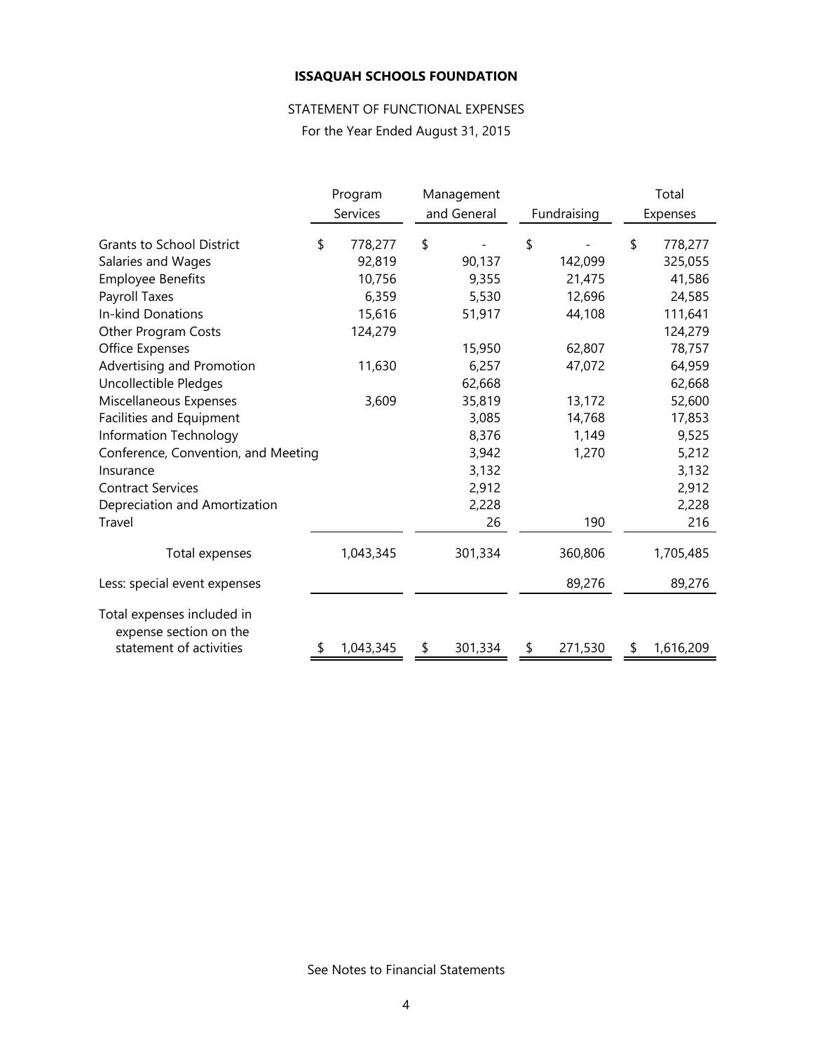**ISSAQUAH SCHOOLS FOUNDATION**

STATEMENT OF FUNCTIONAL EXPENSES

For the Year Ended August 31, 2015

| | Program Services | Management and General | Fundraising | Total Expenses |
|---|---|---|---|---|
| Grants to School District | $ 778,277 | $ - | $ - | $ 778,277 |
| Salaries and Wages | 92,819 | 90,137 | 142,099 | 325,055 |
| Employee Benefits | 10,756 | 9,355 | 21,475 | 41,586 |
| Payroll Taxes | 6,359 | 5,530 | 12,696 | 24,585 |
| In-kind Donations | 15,616 | 51,917 | 44,108 | 111,641 |
| Other Program Costs | 124,279 | | | 124,279 |
| Office Expenses | | 15,950 | 62,807 | 78,757 |
| Advertising and Promotion | 11,630 | 6,257 | 47,072 | 64,959 |
| Uncollectible Pledges | | 62,668 | | 62,668 |
| Miscellaneous Expenses | 3,609 | 35,819 | 13,172 | 52,600 |
| Facilities and Equipment | | 3,085 | 14,768 | 17,853 |
| Information Technology | | 8,376 | 1,149 | 9,525 |
| Conference, Convention, and Meeting | | 3,942 | 1,270 | 5,212 |
| Insurance | | 3,132 | | 3,132 |
| Contract Services | | 2,912 | | 2,912 |
| Depreciation and Amortization | | 2,228 | | 2,228 |
| Travel | | 26 | 190 | 216 |
| Total expenses | 1,043,345 | 301,334 | 360,806 | 1,705,485 |
| Less: special event expenses | | | 89,276 | 89,276 |
| Total expenses included in expense section on the statement of activities | $ 1,043,345 | $ 301,334 | $ 271,530 | $ 1,616,209 |

See Notes to Financial Statements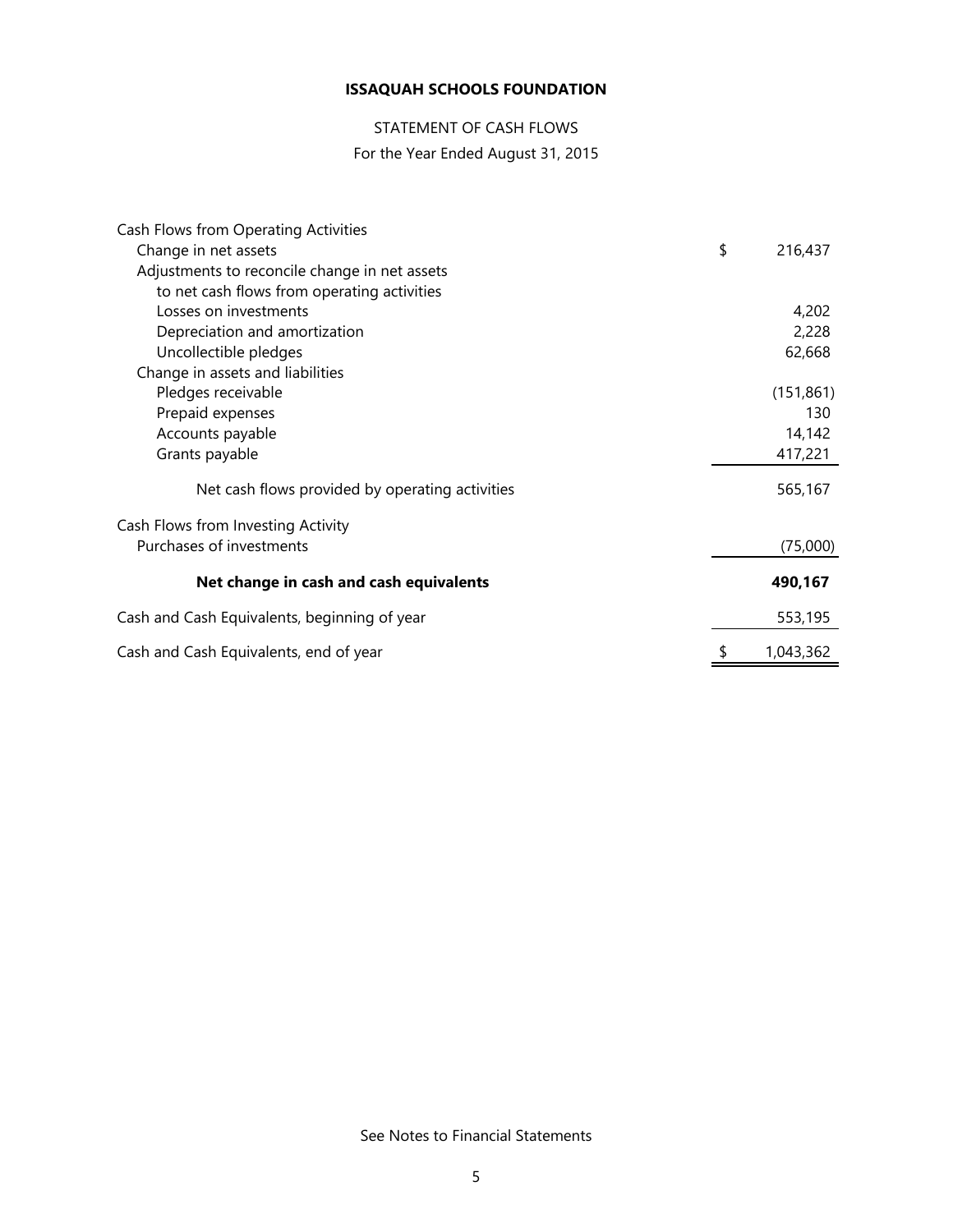# ISSAQUAH SCHOOLS FOUNDATION

## STATEMENT OF CASH FLOWS

For the Year Ended August 31, 2015

| | |
|---|---|
| Cash Flows from Operating Activities | |
| Change in net assets | $ 216,437 |
| Adjustments to reconcile change in net assets to net cash flows from operating activities | |
| Losses on investments | 4,202 |
| Depreciation and amortization | 2,228 |
| Uncollectible pledges | 62,668 |
| Change in assets and liabilities | |
| Pledges receivable | (151,861) |
| Prepaid expenses | 130 |
| Accounts payable | 14,142 |
| Grants payable | 417,221 |
| Net cash flows provided by operating activities | 565,167 |
| Cash Flows from Investing Activity | |
| Purchases of investments | (75,000) |
| **Net change in cash and cash equivalents** | **490,167** |
| Cash and Cash Equivalents, beginning of year | 553,195 |
| Cash and Cash Equivalents, end of year | $ 1,043,362 |

See Notes to Financial Statements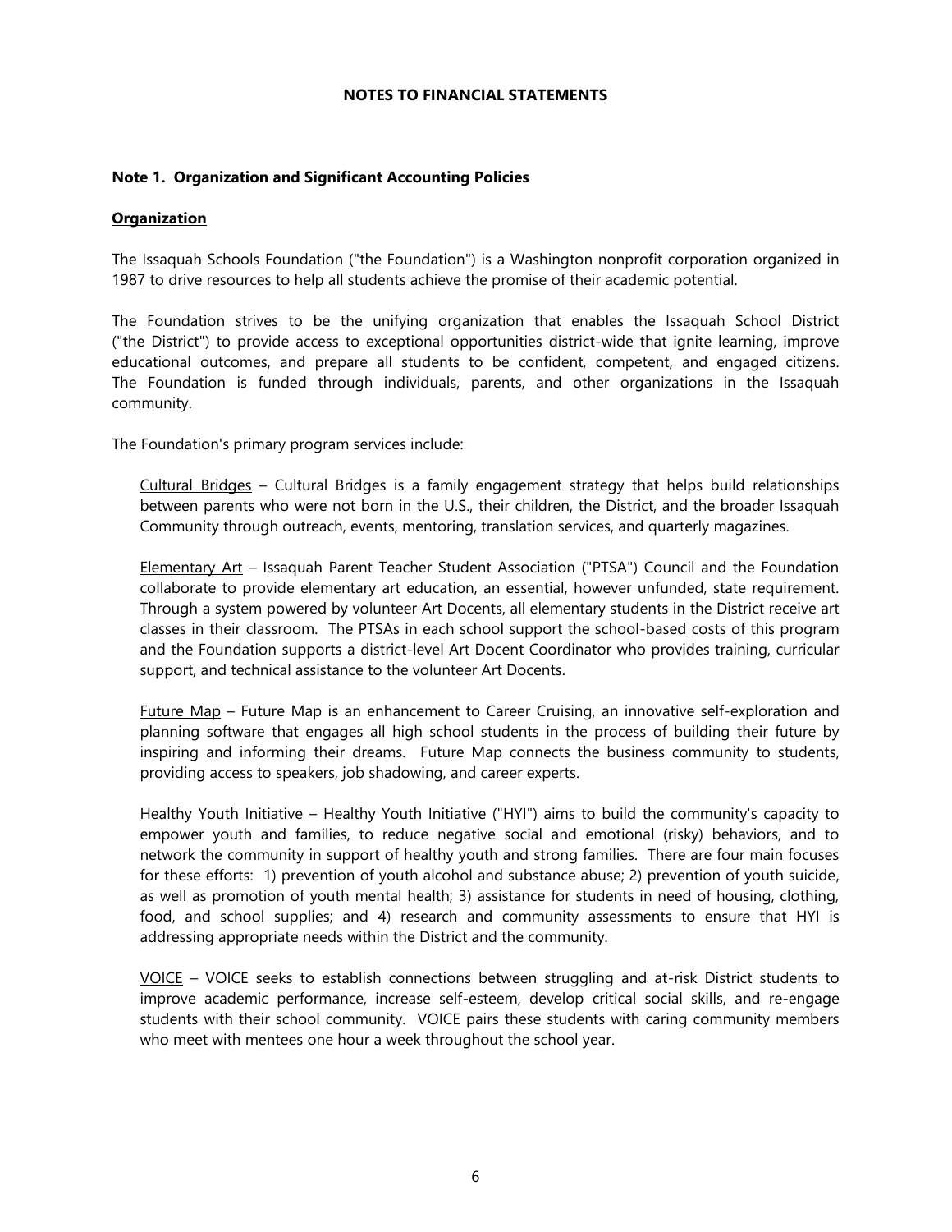# NOTES TO FINANCIAL STATEMENTS

## Note 1. Organization and Significant Accounting Policies

### Organization

The Issaquah Schools Foundation ("the Foundation") is a Washington nonprofit corporation organized in 1987 to drive resources to help all students achieve the promise of their academic potential.

The Foundation strives to be the unifying organization that enables the Issaquah School District ("the District") to provide access to exceptional opportunities district-wide that ignite learning, improve educational outcomes, and prepare all students to be confident, competent, and engaged citizens. The Foundation is funded through individuals, parents, and other organizations in the Issaquah community.

The Foundation's primary program services include:

Cultural Bridges – Cultural Bridges is a family engagement strategy that helps build relationships between parents who were not born in the U.S., their children, the District, and the broader Issaquah Community through outreach, events, mentoring, translation services, and quarterly magazines.

Elementary Art – Issaquah Parent Teacher Student Association ("PTSA") Council and the Foundation collaborate to provide elementary art education, an essential, however unfunded, state requirement. Through a system powered by volunteer Art Docents, all elementary students in the District receive art classes in their classroom. The PTSAs in each school support the school-based costs of this program and the Foundation supports a district-level Art Docent Coordinator who provides training, curricular support, and technical assistance to the volunteer Art Docents.

Future Map – Future Map is an enhancement to Career Cruising, an innovative self-exploration and planning software that engages all high school students in the process of building their future by inspiring and informing their dreams. Future Map connects the business community to students, providing access to speakers, job shadowing, and career experts.

Healthy Youth Initiative – Healthy Youth Initiative ("HYI") aims to build the community's capacity to empower youth and families, to reduce negative social and emotional (risky) behaviors, and to network the community in support of healthy youth and strong families. There are four main focuses for these efforts: 1) prevention of youth alcohol and substance abuse; 2) prevention of youth suicide, as well as promotion of youth mental health; 3) assistance for students in need of housing, clothing, food, and school supplies; and 4) research and community assessments to ensure that HYI is addressing appropriate needs within the District and the community.

VOICE – VOICE seeks to establish connections between struggling and at-risk District students to improve academic performance, increase self-esteem, develop critical social skills, and re-engage students with their school community. VOICE pairs these students with caring community members who meet with mentees one hour a week throughout the school year.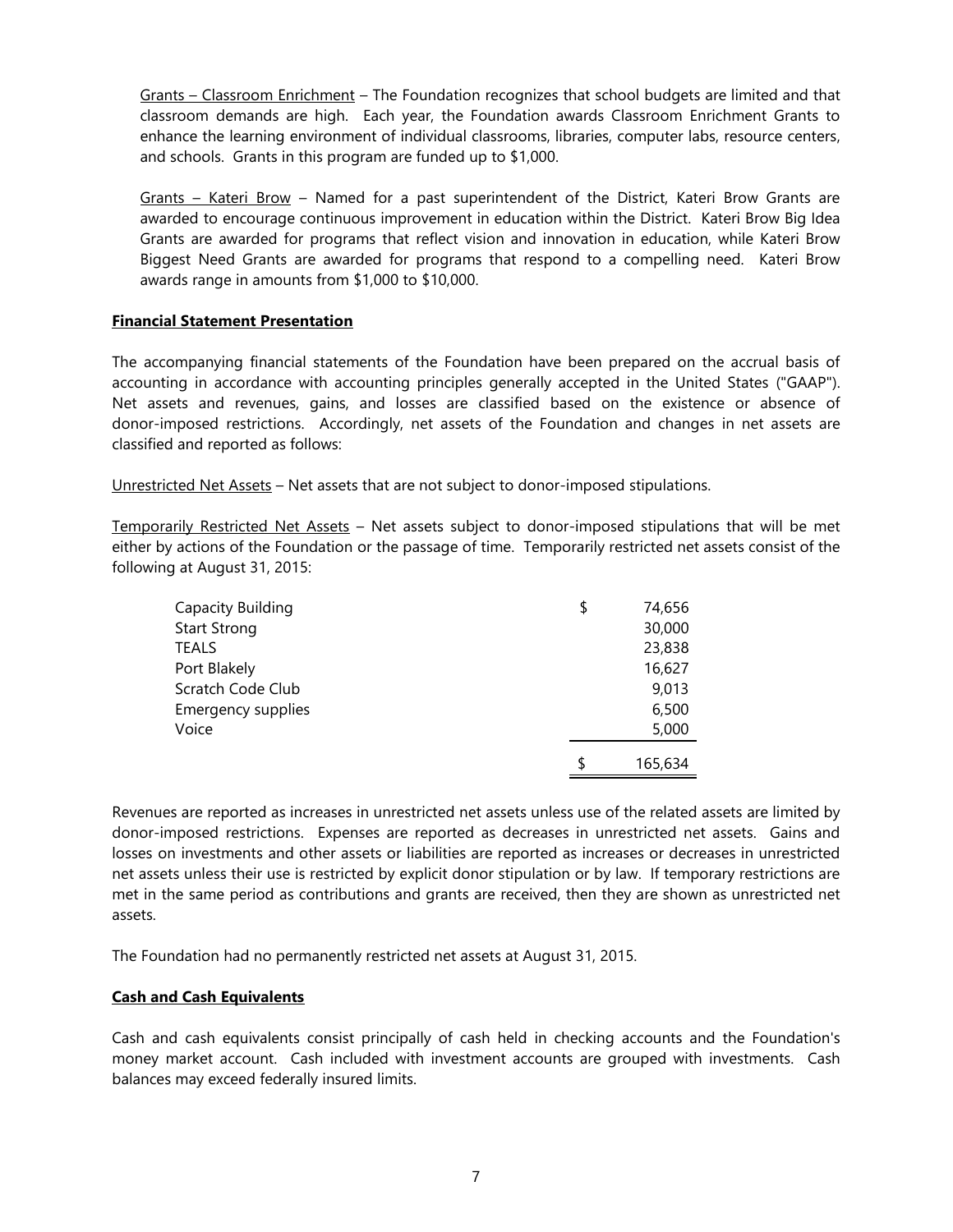<u>Grants – Classroom Enrichment</u> – The Foundation recognizes that school budgets are limited and that classroom demands are high. Each year, the Foundation awards Classroom Enrichment Grants to enhance the learning environment of individual classrooms, libraries, computer labs, resource centers, and schools. Grants in this program are funded up to $1,000.

<u>Grants – Kateri Brow</u> – Named for a past superintendent of the District, Kateri Brow Grants are awarded to encourage continuous improvement in education within the District. Kateri Brow Big Idea Grants are awarded for programs that reflect vision and innovation in education, while Kateri Brow Biggest Need Grants are awarded for programs that respond to a compelling need. Kateri Brow awards range in amounts from $1,000 to $10,000.

## **<u>Financial Statement Presentation</u>**

The accompanying financial statements of the Foundation have been prepared on the accrual basis of accounting in accordance with accounting principles generally accepted in the United States ("GAAP"). Net assets and revenues, gains, and losses are classified based on the existence or absence of donor-imposed restrictions. Accordingly, net assets of the Foundation and changes in net assets are classified and reported as follows:

<u>Unrestricted Net Assets</u> – Net assets that are not subject to donor-imposed stipulations.

<u>Temporarily Restricted Net Assets</u> – Net assets subject to donor-imposed stipulations that will be met either by actions of the Foundation or the passage of time. Temporarily restricted net assets consist of the following at August 31, 2015:

| | |
|---|---|
| Capacity Building | $ 74,656 |
| Start Strong | 30,000 |
| TEALS | 23,838 |
| Port Blakely | 16,627 |
| Scratch Code Club | 9,013 |
| Emergency supplies | 6,500 |
| Voice | 5,000 |
| | $ 165,634 |

Revenues are reported as increases in unrestricted net assets unless use of the related assets are limited by donor-imposed restrictions. Expenses are reported as decreases in unrestricted net assets. Gains and losses on investments and other assets or liabilities are reported as increases or decreases in unrestricted net assets unless their use is restricted by explicit donor stipulation or by law. If temporary restrictions are met in the same period as contributions and grants are received, then they are shown as unrestricted net assets.

The Foundation had no permanently restricted net assets at August 31, 2015.

## **<u>Cash and Cash Equivalents</u>**

Cash and cash equivalents consist principally of cash held in checking accounts and the Foundation's money market account. Cash included with investment accounts are grouped with investments. Cash balances may exceed federally insured limits.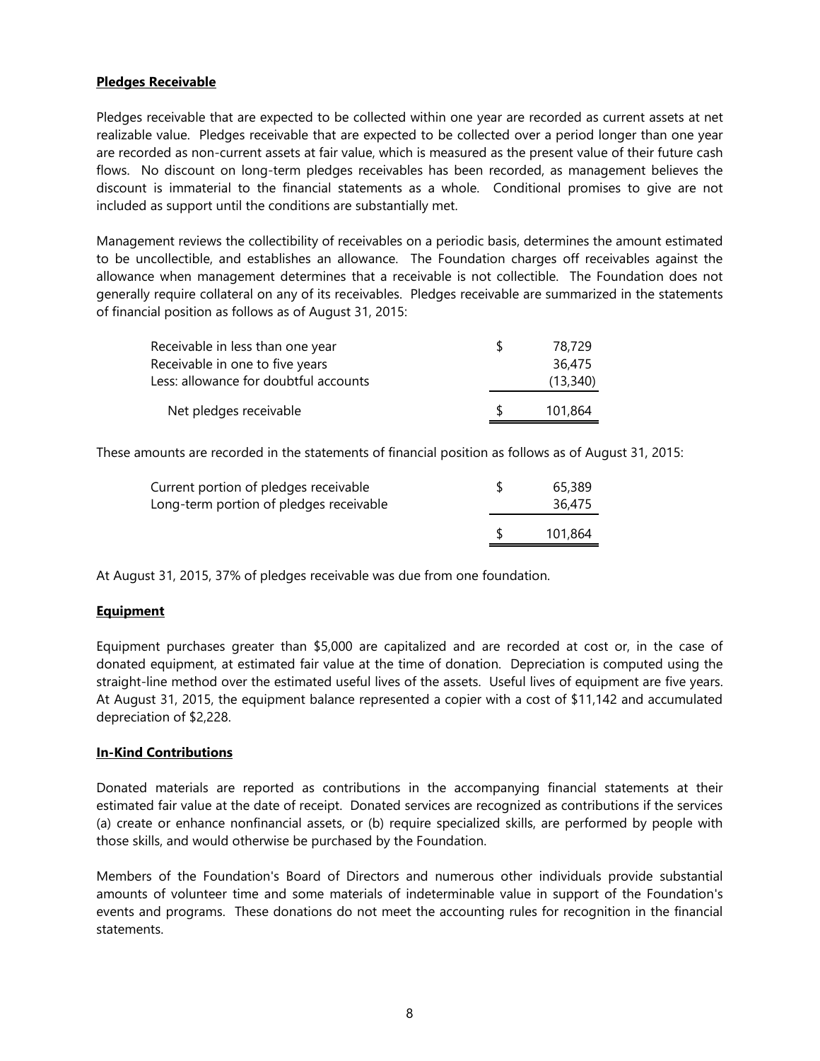**Pledges Receivable**

Pledges receivable that are expected to be collected within one year are recorded as current assets at net realizable value. Pledges receivable that are expected to be collected over a period longer than one year are recorded as non-current assets at fair value, which is measured as the present value of their future cash flows. No discount on long-term pledges receivables has been recorded, as management believes the discount is immaterial to the financial statements as a whole. Conditional promises to give are not included as support until the conditions are substantially met.

Management reviews the collectibility of receivables on a periodic basis, determines the amount estimated to be uncollectible, and establishes an allowance. The Foundation charges off receivables against the allowance when management determines that a receivable is not collectible. The Foundation does not generally require collateral on any of its receivables. Pledges receivable are summarized in the statements of financial position as follows as of August 31, 2015:

| | |
|---|---|
| Receivable in less than one year | $ 78,729 |
| Receivable in one to five years | 36,475 |
| Less: allowance for doubtful accounts | (13,340) |
| Net pledges receivable | $ 101,864 |

These amounts are recorded in the statements of financial position as follows as of August 31, 2015:

| | |
|---|---|
| Current portion of pledges receivable | $ 65,389 |
| Long-term portion of pledges receivable | 36,475 |
| | $ 101,864 |

At August 31, 2015, 37% of pledges receivable was due from one foundation.

**Equipment**

Equipment purchases greater than $5,000 are capitalized and are recorded at cost or, in the case of donated equipment, at estimated fair value at the time of donation. Depreciation is computed using the straight-line method over the estimated useful lives of the assets. Useful lives of equipment are five years. At August 31, 2015, the equipment balance represented a copier with a cost of $11,142 and accumulated depreciation of $2,228.

**In-Kind Contributions**

Donated materials are reported as contributions in the accompanying financial statements at their estimated fair value at the date of receipt. Donated services are recognized as contributions if the services (a) create or enhance nonfinancial assets, or (b) require specialized skills, are performed by people with those skills, and would otherwise be purchased by the Foundation.

Members of the Foundation's Board of Directors and numerous other individuals provide substantial amounts of volunteer time and some materials of indeterminable value in support of the Foundation's events and programs. These donations do not meet the accounting rules for recognition in the financial statements.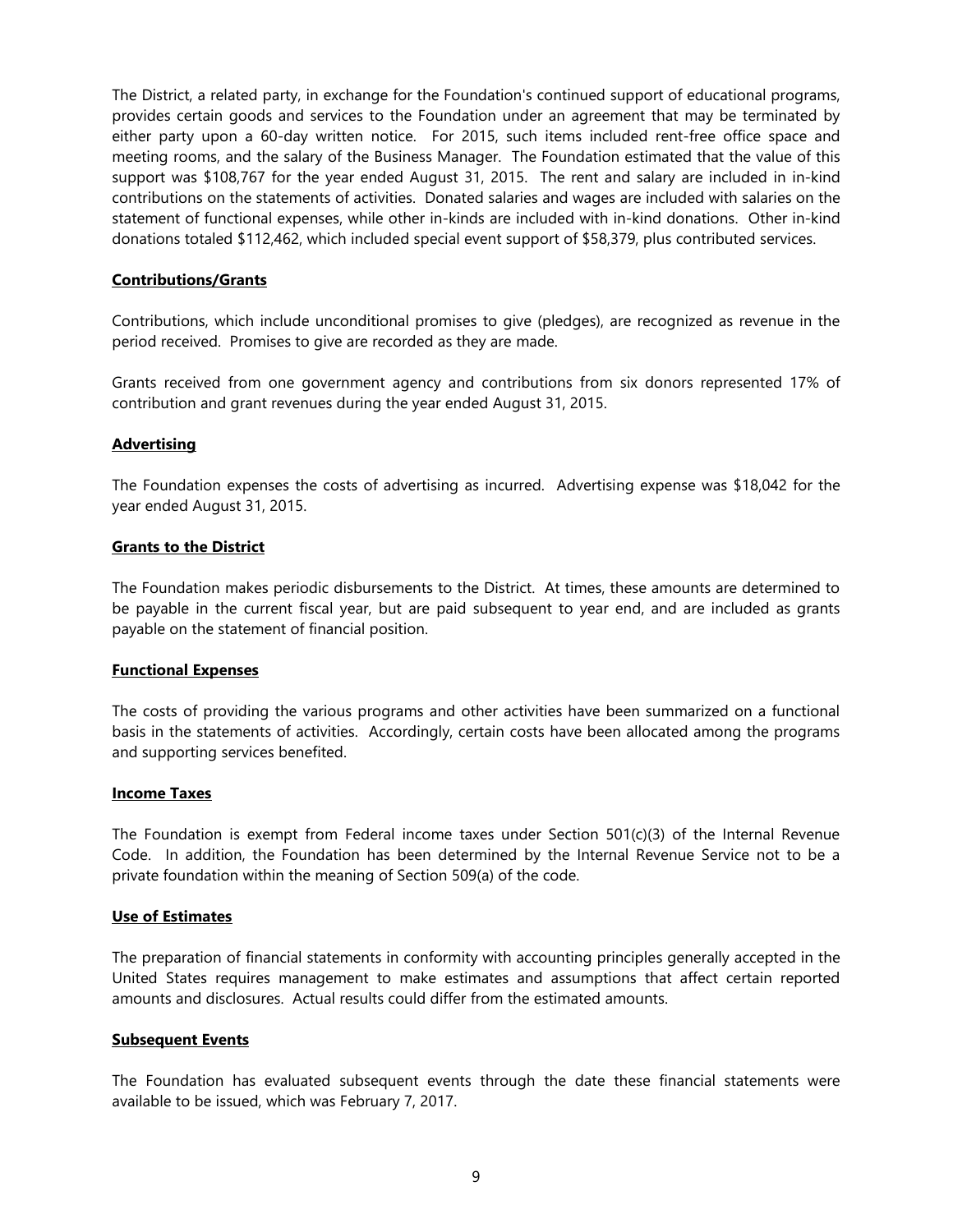The District, a related party, in exchange for the Foundation's continued support of educational programs, provides certain goods and services to the Foundation under an agreement that may be terminated by either party upon a 60-day written notice. For 2015, such items included rent-free office space and meeting rooms, and the salary of the Business Manager. The Foundation estimated that the value of this support was $108,767 for the year ended August 31, 2015. The rent and salary are included in in-kind contributions on the statements of activities. Donated salaries and wages are included with salaries on the statement of functional expenses, while other in-kinds are included with in-kind donations. Other in-kind donations totaled $112,462, which included special event support of $58,379, plus contributed services.

**Contributions/Grants**

Contributions, which include unconditional promises to give (pledges), are recognized as revenue in the period received. Promises to give are recorded as they are made.

Grants received from one government agency and contributions from six donors represented 17% of contribution and grant revenues during the year ended August 31, 2015.

**Advertising**

The Foundation expenses the costs of advertising as incurred. Advertising expense was $18,042 for the year ended August 31, 2015.

**Grants to the District**

The Foundation makes periodic disbursements to the District. At times, these amounts are determined to be payable in the current fiscal year, but are paid subsequent to year end, and are included as grants payable on the statement of financial position.

**Functional Expenses**

The costs of providing the various programs and other activities have been summarized on a functional basis in the statements of activities. Accordingly, certain costs have been allocated among the programs and supporting services benefited.

**Income Taxes**

The Foundation is exempt from Federal income taxes under Section 501(c)(3) of the Internal Revenue Code. In addition, the Foundation has been determined by the Internal Revenue Service not to be a private foundation within the meaning of Section 509(a) of the code.

**Use of Estimates**

The preparation of financial statements in conformity with accounting principles generally accepted in the United States requires management to make estimates and assumptions that affect certain reported amounts and disclosures. Actual results could differ from the estimated amounts.

**Subsequent Events**

The Foundation has evaluated subsequent events through the date these financial statements were available to be issued, which was February 7, 2017.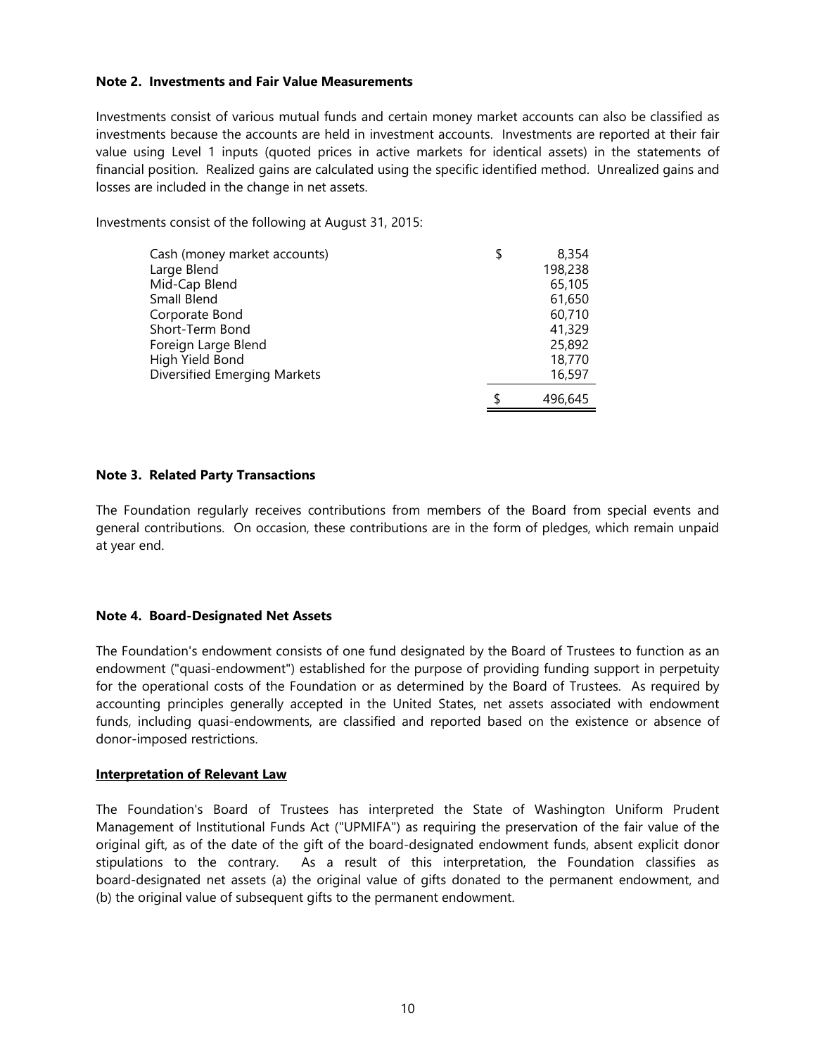**Note 2. Investments and Fair Value Measurements**

Investments consist of various mutual funds and certain money market accounts can also be classified as investments because the accounts are held in investment accounts. Investments are reported at their fair value using Level 1 inputs (quoted prices in active markets for identical assets) in the statements of financial position. Realized gains are calculated using the specific identified method. Unrealized gains and losses are included in the change in net assets.

Investments consist of the following at August 31, 2015:

| | |
|---|---|
| Cash (money market accounts) | $ 8,354 |
| Large Blend | 198,238 |
| Mid-Cap Blend | 65,105 |
| Small Blend | 61,650 |
| Corporate Bond | 60,710 |
| Short-Term Bond | 41,329 |
| Foreign Large Blend | 25,892 |
| High Yield Bond | 18,770 |
| Diversified Emerging Markets | 16,597 |
| | $ 496,645 |

**Note 3. Related Party Transactions**

The Foundation regularly receives contributions from members of the Board from special events and general contributions. On occasion, these contributions are in the form of pledges, which remain unpaid at year end.

**Note 4. Board-Designated Net Assets**

The Foundation's endowment consists of one fund designated by the Board of Trustees to function as an endowment ("quasi-endowment") established for the purpose of providing funding support in perpetuity for the operational costs of the Foundation or as determined by the Board of Trustees. As required by accounting principles generally accepted in the United States, net assets associated with endowment funds, including quasi-endowments, are classified and reported based on the existence or absence of donor-imposed restrictions.

**Interpretation of Relevant Law**

The Foundation's Board of Trustees has interpreted the State of Washington Uniform Prudent Management of Institutional Funds Act ("UPMIFA") as requiring the preservation of the fair value of the original gift, as of the date of the gift of the board-designated endowment funds, absent explicit donor stipulations to the contrary. As a result of this interpretation, the Foundation classifies as board-designated net assets (a) the original value of gifts donated to the permanent endowment, and (b) the original value of subsequent gifts to the permanent endowment.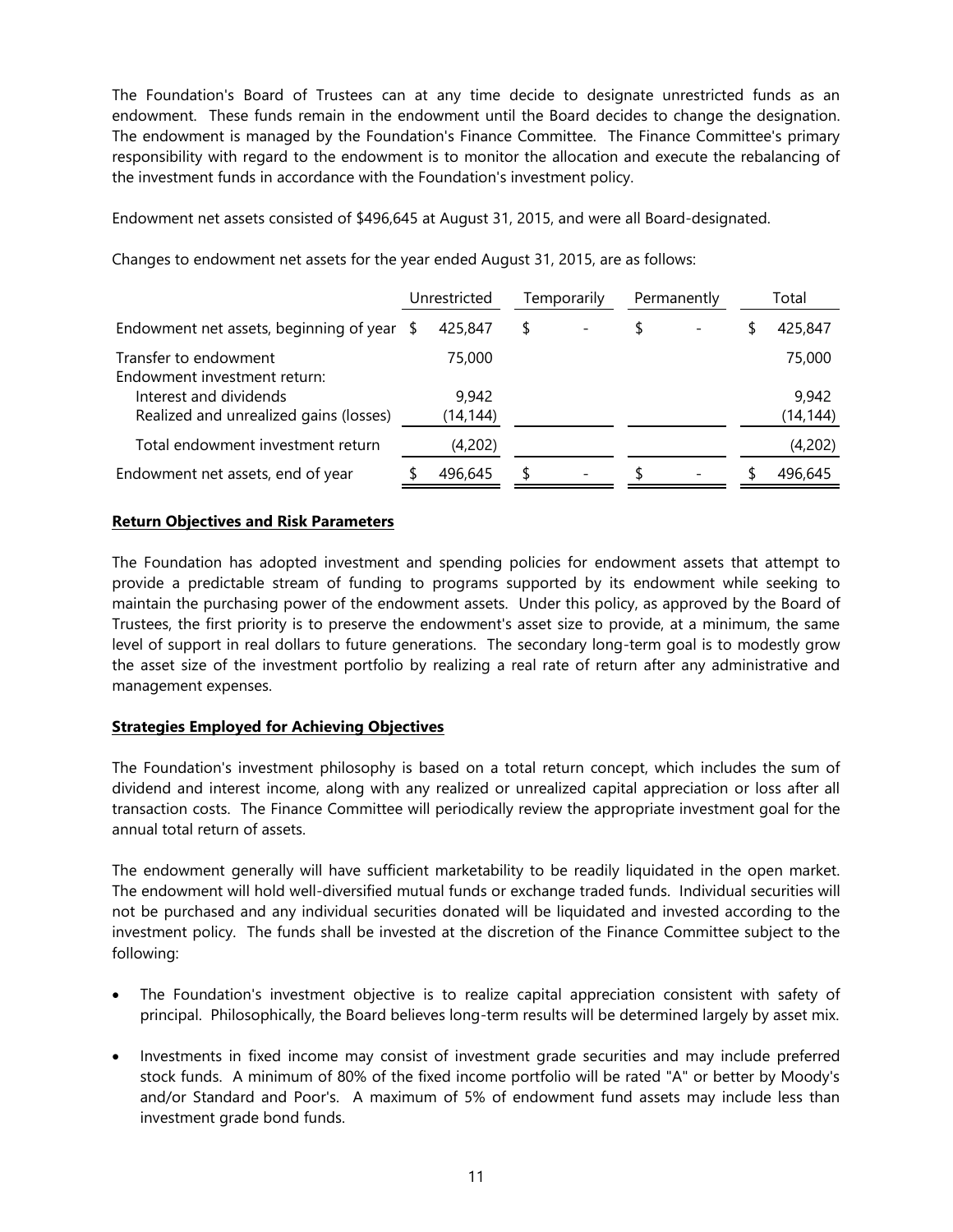The Foundation's Board of Trustees can at any time decide to designate unrestricted funds as an endowment. These funds remain in the endowment until the Board decides to change the designation. The endowment is managed by the Foundation's Finance Committee. The Finance Committee's primary responsibility with regard to the endowment is to monitor the allocation and execute the rebalancing of the investment funds in accordance with the Foundation's investment policy.

Endowment net assets consisted of $496,645 at August 31, 2015, and were all Board-designated.

Changes to endowment net assets for the year ended August 31, 2015, are as follows:

| | Unrestricted | Temporarily | Permanently | Total |
|---|---|---|---|---|
| Endowment net assets, beginning of year | $ 425,847 | $ - | $ - | $ 425,847 |
| Transfer to endowment | 75,000 | | | 75,000 |
| Endowment investment return: | | | | |
| Interest and dividends | 9,942 | | | 9,942 |
| Realized and unrealized gains (losses) | (14,144) | | | (14,144) |
| Total endowment investment return | (4,202) | | | (4,202) |
| Endowment net assets, end of year | $ 496,645 | $ - | $ - | $ 496,645 |

**Return Objectives and Risk Parameters**

The Foundation has adopted investment and spending policies for endowment assets that attempt to provide a predictable stream of funding to programs supported by its endowment while seeking to maintain the purchasing power of the endowment assets. Under this policy, as approved by the Board of Trustees, the first priority is to preserve the endowment's asset size to provide, at a minimum, the same level of support in real dollars to future generations. The secondary long-term goal is to modestly grow the asset size of the investment portfolio by realizing a real rate of return after any administrative and management expenses.

**Strategies Employed for Achieving Objectives**

The Foundation's investment philosophy is based on a total return concept, which includes the sum of dividend and interest income, along with any realized or unrealized capital appreciation or loss after all transaction costs. The Finance Committee will periodically review the appropriate investment goal for the annual total return of assets.

The endowment generally will have sufficient marketability to be readily liquidated in the open market. The endowment will hold well-diversified mutual funds or exchange traded funds. Individual securities will not be purchased and any individual securities donated will be liquidated and invested according to the investment policy. The funds shall be invested at the discretion of the Finance Committee subject to the following:

- The Foundation's investment objective is to realize capital appreciation consistent with safety of principal. Philosophically, the Board believes long-term results will be determined largely by asset mix.
- Investments in fixed income may consist of investment grade securities and may include preferred stock funds. A minimum of 80% of the fixed income portfolio will be rated "A" or better by Moody's and/or Standard and Poor's. A maximum of 5% of endowment fund assets may include less than investment grade bond funds.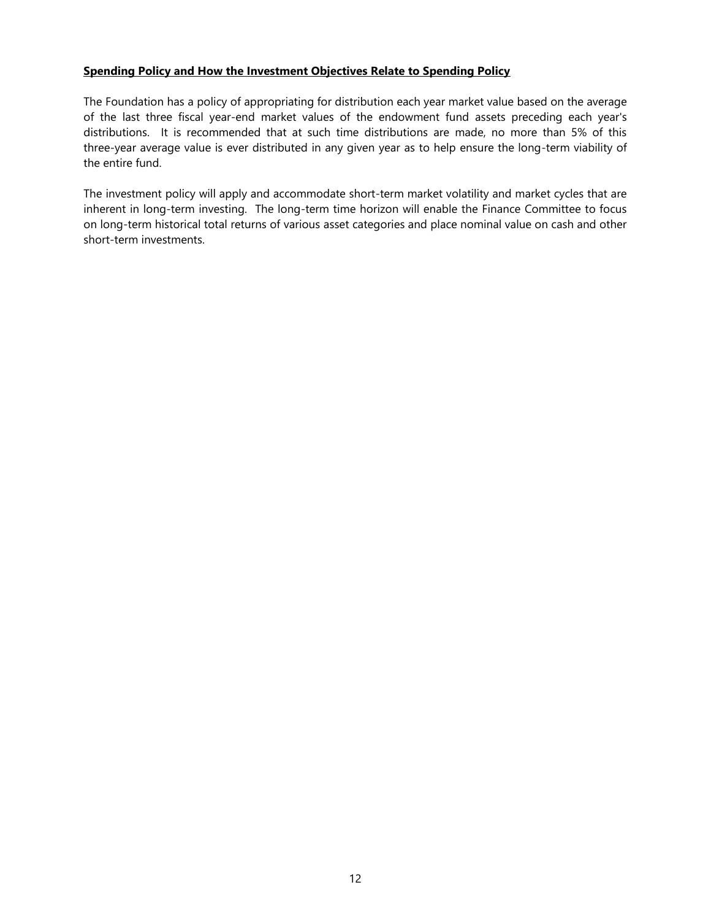**Spending Policy and How the Investment Objectives Relate to Spending Policy**

The Foundation has a policy of appropriating for distribution each year market value based on the average of the last three fiscal year-end market values of the endowment fund assets preceding each year's distributions. It is recommended that at such time distributions are made, no more than 5% of this three-year average value is ever distributed in any given year as to help ensure the long-term viability of the entire fund.

The investment policy will apply and accommodate short-term market volatility and market cycles that are inherent in long-term investing. The long-term time horizon will enable the Finance Committee to focus on long-term historical total returns of various asset categories and place nominal value on cash and other short-term investments.